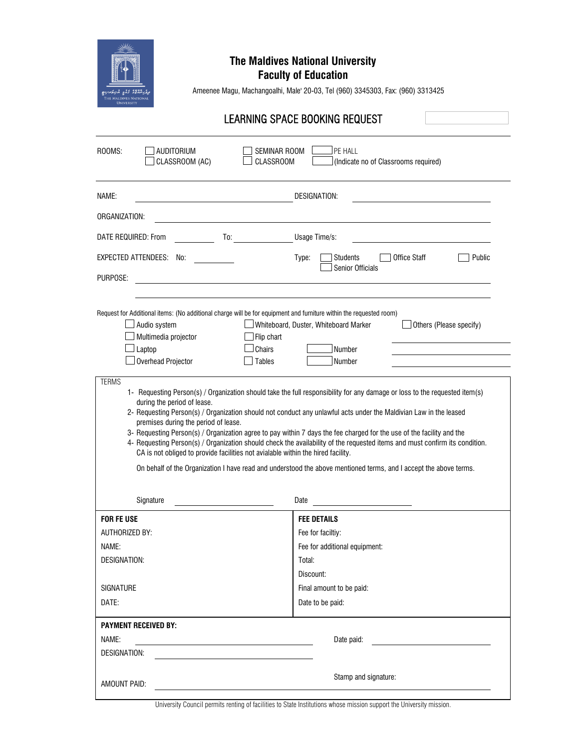# The Maldives National University
## Faculty of Education

Ameenee Magu, Machangoalhi, Male' 20-03, Tel (960) 3345303, Fax: (960) 3313425

## LEARNING SPACE BOOKING REQUEST

ROOMS: ☐ AUDITORIUM ☐ SEMINAR ROOM ☐ PE HALL
☐ CLASSROOM (AC) ☐ CLASSROOM ☐ (Indicate no of Classrooms required)

NAME: ____________________ DESIGNATION: ____________________

ORGANIZATION: ____________________

DATE REQUIRED: From ________ To: ________ Usage Time/s: ____________________

EXPECTED ATTENDEES: No: ________ Type: ☐ Students ☐ Office Staff ☐ Public ☐ Senior Officials

PURPOSE: ____________________

____________________

Request for Additional items: (No additional charge will be for equipment and furniture within the requested room)

☐ Audio system ☐ Whiteboard, Duster, Whiteboard Marker ☐ Others (Please specify)
☐ Multimedia projector ☐ Flip chart ____________________
☐ Laptop ☐ Chairs ☐ Number ____________________
☐ Overhead Projector ☐ Tables ☐ Number ____________________

TERMS

1- Requesting Person(s) / Organization should take the full responsibility for any damage or loss to the requested item(s) during the period of lease.
2- Requesting Person(s) / Organization should not conduct any unlawful acts under the Maldivian Law in the leased premises during the period of lease.
3- Requesting Person(s) / Organization agree to pay within 7 days the fee charged for the use of the facility and the
4- Requesting Person(s) / Organization should check the availability of the requested items and must confirm its condition. CA is not obliged to provide facilities not avialable within the hired facility.

On behalf of the Organization I have read and understood the above mentioned terms, and I accept the above terms.

Signature ____________________ Date ____________________

| **FOR FE USE** | **FEE DETAILS** |
|---|---|
| AUTHORIZED BY: | Fee for faciltiy: |
| NAME: | Fee for additional equipment: |
| DESIGNATION: | Total: |
| | Discount: |
| SIGNATURE | Final amount to be paid: |
| DATE: | Date to be paid: |

**PAYMENT RECEIVED BY:**

NAME: ____________________ Date paid: ____________________

DESIGNATION: ____________________

Stamp and signature:

AMOUNT PAID: ____________________

University Council permits renting of facilities to State Institutions whose mission support the University mission.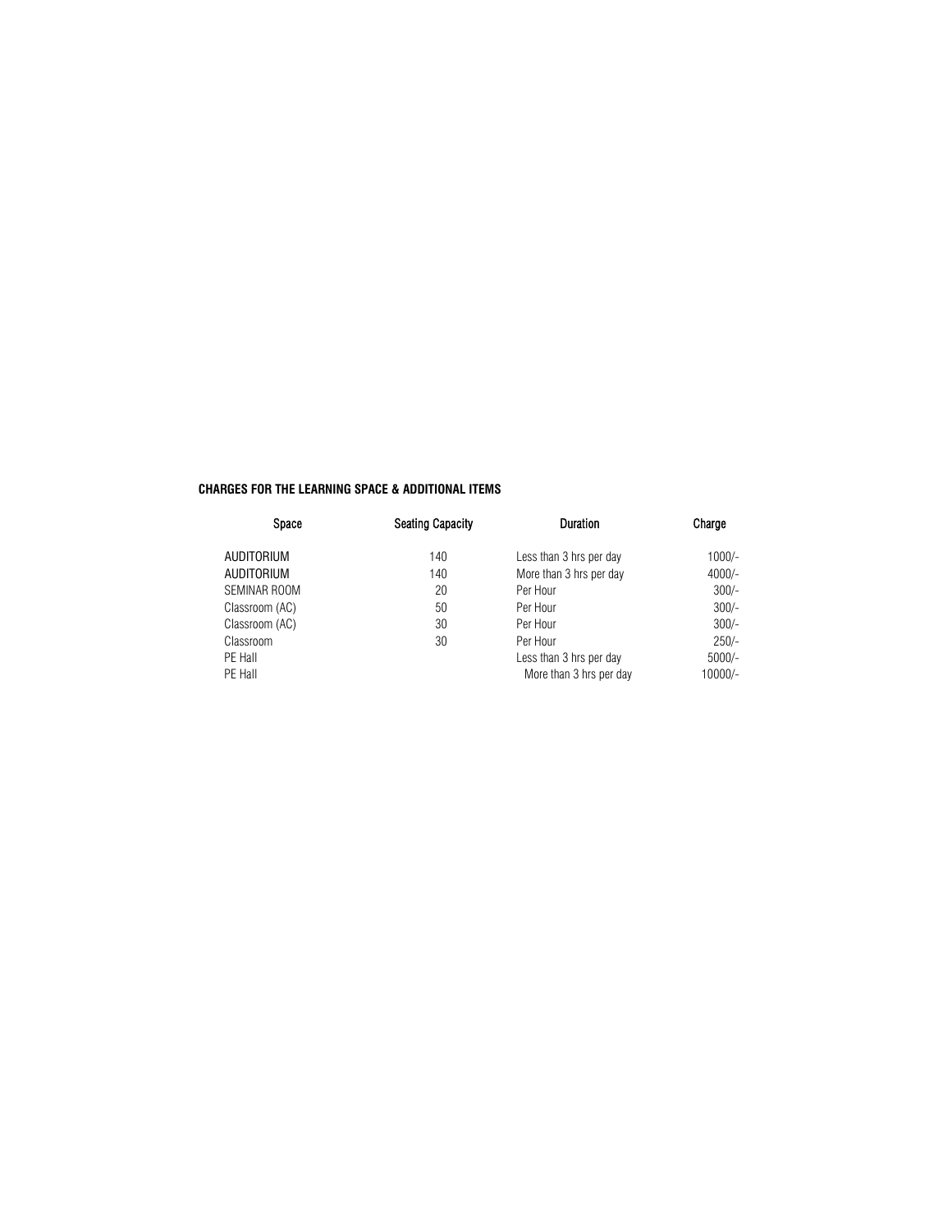**CHARGES FOR THE LEARNING SPACE & ADDITIONAL ITEMS**

| Space | Seating Capacity | Duration | Charge |
|---|---|---|---|
| AUDITORIUM | 140 | Less than 3 hrs per day | 1000/- |
| AUDITORIUM | 140 | More than 3 hrs per day | 4000/- |
| SEMINAR ROOM | 20 | Per Hour | 300/- |
| Classroom (AC) | 50 | Per Hour | 300/- |
| Classroom (AC) | 30 | Per Hour | 300/- |
| Classroom | 30 | Per Hour | 250/- |
| PE Hall | | Less than 3 hrs per day | 5000/- |
| PE Hall | | More than 3 hrs per day | 10000/- |